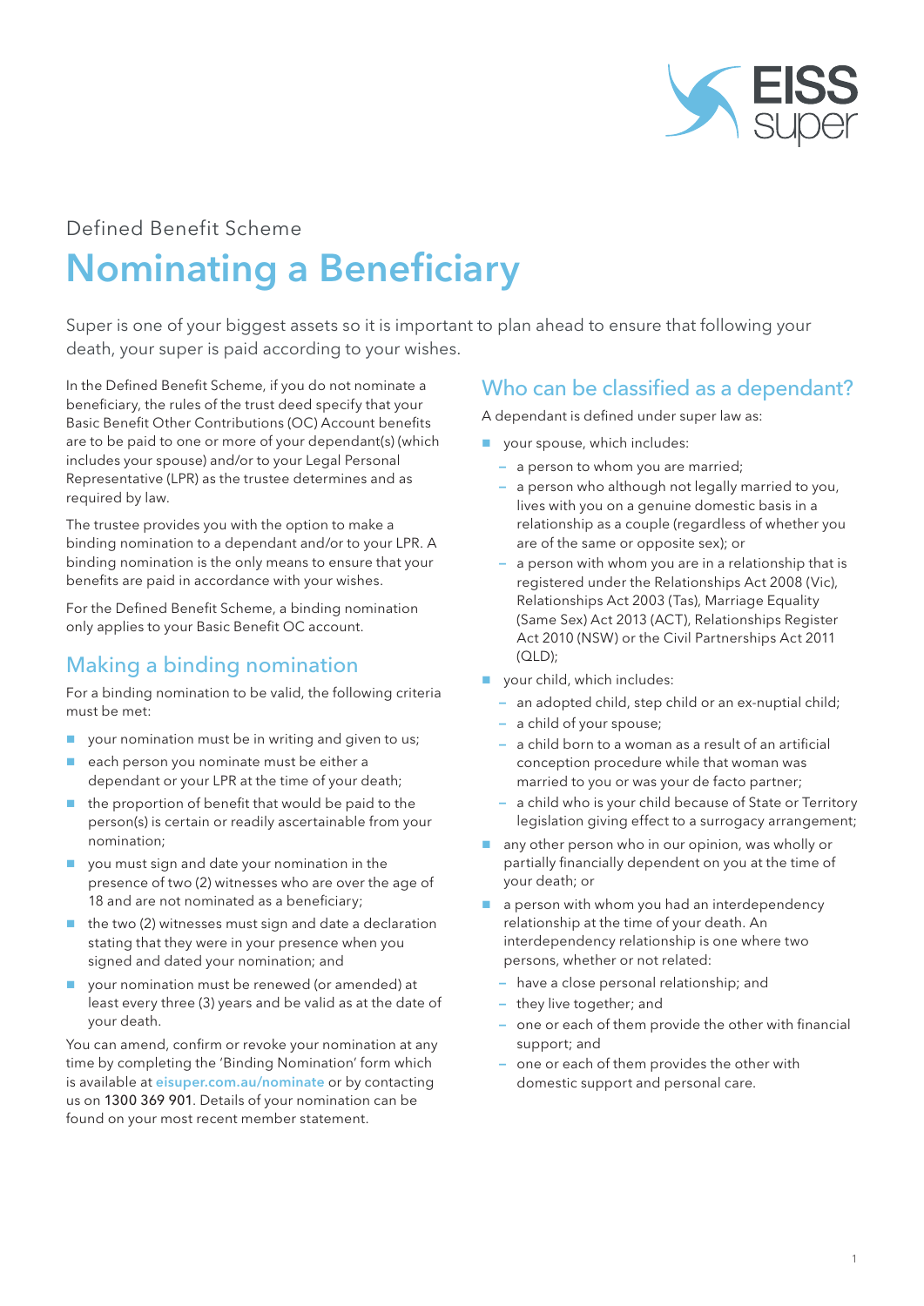Defined Benefit Scheme

# Nominating a Beneficiary

Super is one of your biggest assets so it is important to plan ahead to ensure that following your death, your super is paid according to your wishes.

In the Defined Benefit Scheme, if you do not nominate a beneficiary, the rules of the trust deed specify that your Basic Benefit Other Contributions (OC) Account benefits are to be paid to one or more of your dependant(s) (which includes your spouse) and/or to your Legal Personal Representative (LPR) as the trustee determines and as required by law.

The trustee provides you with the option to make a binding nomination to a dependant and/or to your LPR. A binding nomination is the only means to ensure that your benefits are paid in accordance with your wishes.

For the Defined Benefit Scheme, a binding nomination only applies to your Basic Benefit OC account.

## Making a binding nomination

For a binding nomination to be valid, the following criteria must be met:

- your nomination must be in writing and given to us;
- each person you nominate must be either a dependant or your LPR at the time of your death;
- the proportion of benefit that would be paid to the person(s) is certain or readily ascertainable from your nomination;
- you must sign and date your nomination in the presence of two (2) witnesses who are over the age of 18 and are not nominated as a beneficiary;
- the two (2) witnesses must sign and date a declaration stating that they were in your presence when you signed and dated your nomination; and
- your nomination must be renewed (or amended) at least every three (3) years and be valid as at the date of your death.

You can amend, confirm or revoke your nomination at any time by completing the 'Binding Nomination' form which is available at **eisuper.com.au/nominate** or by contacting us on 1300 369 901. Details of your nomination can be found on your most recent member statement.

## Who can be classified as a dependant?

A dependant is defined under super law as:

- your spouse, which includes:
  - a person to whom you are married;
  - a person who although not legally married to you, lives with you on a genuine domestic basis in a relationship as a couple (regardless of whether you are of the same or opposite sex); or
  - a person with whom you are in a relationship that is registered under the Relationships Act 2008 (Vic), Relationships Act 2003 (Tas), Marriage Equality (Same Sex) Act 2013 (ACT), Relationships Register Act 2010 (NSW) or the Civil Partnerships Act 2011 (QLD);
- your child, which includes:
  - an adopted child, step child or an ex-nuptial child;
  - a child of your spouse;
  - a child born to a woman as a result of an artificial conception procedure while that woman was married to you or was your de facto partner;
  - a child who is your child because of State or Territory legislation giving effect to a surrogacy arrangement;
- any other person who in our opinion, was wholly or partially financially dependent on you at the time of your death; or
- a person with whom you had an interdependency relationship at the time of your death. An interdependency relationship is one where two persons, whether or not related:
  - have a close personal relationship; and
  - they live together; and
  - one or each of them provide the other with financial support; and
  - one or each of them provides the other with domestic support and personal care.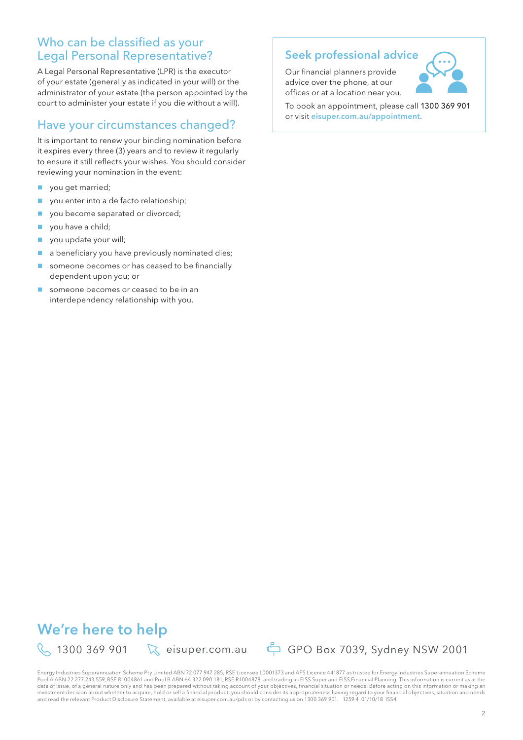## Who can be classified as your Legal Personal Representative?

A Legal Personal Representative (LPR) is the executor of your estate (generally as indicated in your will) or the administrator of your estate (the person appointed by the court to administer your estate if you die without a will).

## Have your circumstances changed?

It is important to renew your binding nomination before it expires every three (3) years and to review it regularly to ensure it still reflects your wishes. You should consider reviewing your nomination in the event:

- you get married;
- you enter into a de facto relationship;
- you become separated or divorced;
- you have a child;
- you update your will;
- a beneficiary you have previously nominated dies;
- someone becomes or has ceased to be financially dependent upon you; or
- someone becomes or ceased to be in an interdependency relationship with you.

## Seek professional advice

Our financial planners provide advice over the phone, at our offices or at a location near you.

To book an appointment, please call 1300 369 901 or visit **eisuper.com.au/appointment**.

## We're here to help

1300 369 901 | eisuper.com.au | GPO Box 7039, Sydney NSW 2001

Energy Industries Superannuation Scheme Pty Limited ABN 72 077 947 285, RSE Licensee L0001373 and AFS Licence 441877 as trustee for Energy Industries Superannuation Scheme Pool A ABN 22 277 243 559, RSE R1004861 and Pool B ABN 64 322 090 181, RSE R1004878, and trading as EISS Super and EISS Financial Planning. This information is current as at the date of issue, of a general nature only and has been prepared without taking account of your objectives, financial situation or needs. Before acting on this information or making an investment decision about whether to acquire, hold or sell a financial product, you should consider its appropriateness having regard to your financial objectives, situation and needs and read the relevant Product Disclosure Statement, available at eisuper.com.au/pds or by contacting us on 1300 369 901. 1259.4 01/10/18 ISS4